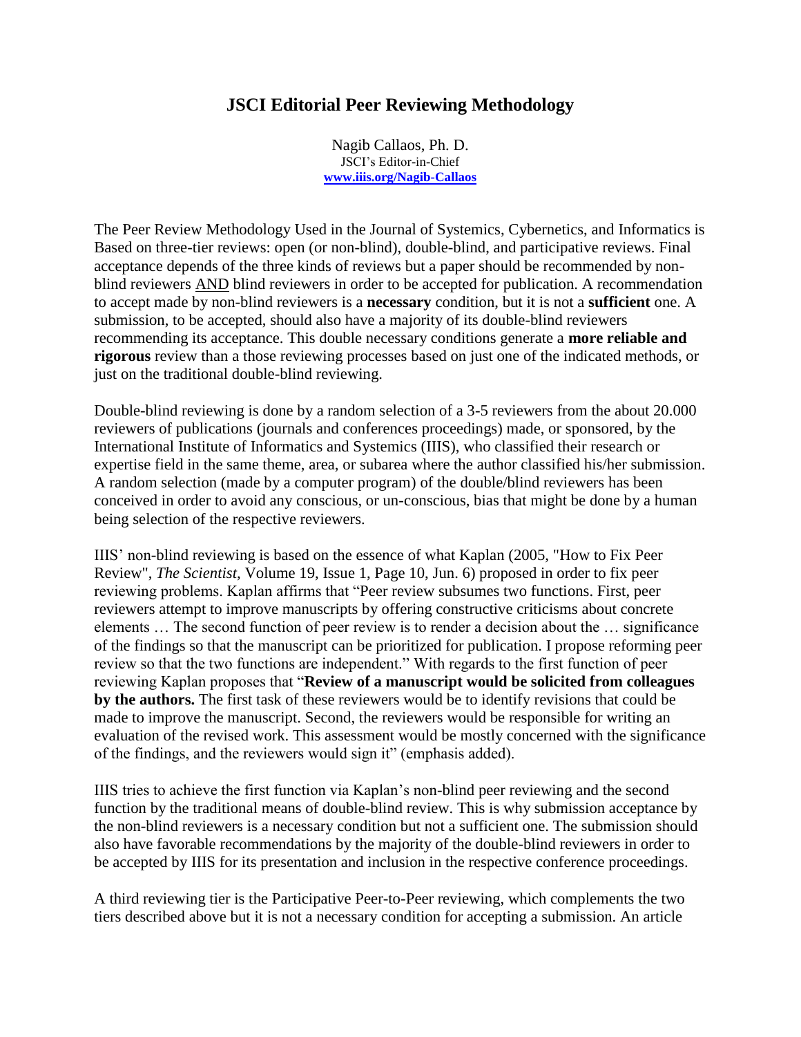# JSCI Editorial Peer Reviewing Methodology

Nagib Callaos, Ph. D.
JSCI's Editor-in-Chief
**www.iiis.org/Nagib-Callaos**

The Peer Review Methodology Used in the Journal of Systemics, Cybernetics, and Informatics is Based on three-tier reviews: open (or non-blind), double-blind, and participative reviews. Final acceptance depends of the three kinds of reviews but a paper should be recommended by non-blind reviewers AND blind reviewers in order to be accepted for publication. A recommendation to accept made by non-blind reviewers is a **necessary** condition, but it is not a **sufficient** one. A submission, to be accepted, should also have a majority of its double-blind reviewers recommending its acceptance. This double necessary conditions generate a **more reliable and rigorous** review than a those reviewing processes based on just one of the indicated methods, or just on the traditional double-blind reviewing.

Double-blind reviewing is done by a random selection of a 3-5 reviewers from the about 20.000 reviewers of publications (journals and conferences proceedings) made, or sponsored, by the International Institute of Informatics and Systemics (IIIS), who classified their research or expertise field in the same theme, area, or subarea where the author classified his/her submission. A random selection (made by a computer program) of the double/blind reviewers has been conceived in order to avoid any conscious, or un-conscious, bias that might be done by a human being selection of the respective reviewers.

IIIS' non-blind reviewing is based on the essence of what Kaplan (2005, "How to Fix Peer Review", *The Scientist*, Volume 19, Issue 1, Page 10, Jun. 6) proposed in order to fix peer reviewing problems. Kaplan affirms that "Peer review subsumes two functions. First, peer reviewers attempt to improve manuscripts by offering constructive criticisms about concrete elements … The second function of peer review is to render a decision about the … significance of the findings so that the manuscript can be prioritized for publication. I propose reforming peer review so that the two functions are independent." With regards to the first function of peer reviewing Kaplan proposes that "**Review of a manuscript would be solicited from colleagues by the authors.** The first task of these reviewers would be to identify revisions that could be made to improve the manuscript. Second, the reviewers would be responsible for writing an evaluation of the revised work. This assessment would be mostly concerned with the significance of the findings, and the reviewers would sign it" (emphasis added).

IIIS tries to achieve the first function via Kaplan's non-blind peer reviewing and the second function by the traditional means of double-blind review. This is why submission acceptance by the non-blind reviewers is a necessary condition but not a sufficient one. The submission should also have favorable recommendations by the majority of the double-blind reviewers in order to be accepted by IIIS for its presentation and inclusion in the respective conference proceedings.

A third reviewing tier is the Participative Peer-to-Peer reviewing, which complements the two tiers described above but it is not a necessary condition for accepting a submission. An article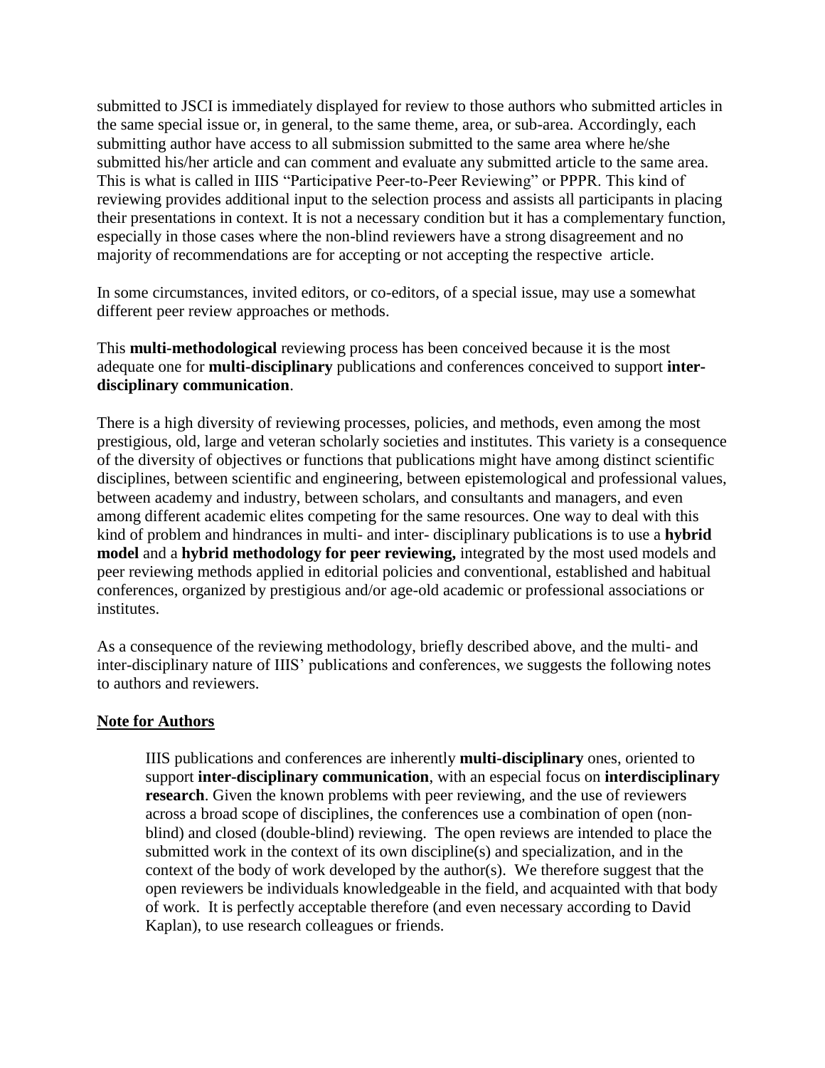submitted to JSCI is immediately displayed for review to those authors who submitted articles in the same special issue or, in general, to the same theme, area, or sub-area. Accordingly, each submitting author have access to all submission submitted to the same area where he/she submitted his/her article and can comment and evaluate any submitted article to the same area. This is what is called in IIIS "Participative Peer-to-Peer Reviewing" or PPPR. This kind of reviewing provides additional input to the selection process and assists all participants in placing their presentations in context. It is not a necessary condition but it has a complementary function, especially in those cases where the non-blind reviewers have a strong disagreement and no majority of recommendations are for accepting or not accepting the respective article.

In some circumstances, invited editors, or co-editors, of a special issue, may use a somewhat different peer review approaches or methods.

This **multi-methodological** reviewing process has been conceived because it is the most adequate one for **multi-disciplinary** publications and conferences conceived to support **inter-disciplinary communication**.

There is a high diversity of reviewing processes, policies, and methods, even among the most prestigious, old, large and veteran scholarly societies and institutes. This variety is a consequence of the diversity of objectives or functions that publications might have among distinct scientific disciplines, between scientific and engineering, between epistemological and professional values, between academy and industry, between scholars, and consultants and managers, and even among different academic elites competing for the same resources. One way to deal with this kind of problem and hindrances in multi- and inter- disciplinary publications is to use a **hybrid model** and a **hybrid methodology for peer reviewing,** integrated by the most used models and peer reviewing methods applied in editorial policies and conventional, established and habitual conferences, organized by prestigious and/or age-old academic or professional associations or institutes.

As a consequence of the reviewing methodology, briefly described above, and the multi- and inter-disciplinary nature of IIIS' publications and conferences, we suggests the following notes to authors and reviewers.

## Note for Authors

IIIS publications and conferences are inherently **multi-disciplinary** ones, oriented to support **inter-disciplinary communication**, with an especial focus on **interdisciplinary research**. Given the known problems with peer reviewing, and the use of reviewers across a broad scope of disciplines, the conferences use a combination of open (non-blind) and closed (double-blind) reviewing. The open reviews are intended to place the submitted work in the context of its own discipline(s) and specialization, and in the context of the body of work developed by the author(s). We therefore suggest that the open reviewers be individuals knowledgeable in the field, and acquainted with that body of work. It is perfectly acceptable therefore (and even necessary according to David Kaplan), to use research colleagues or friends.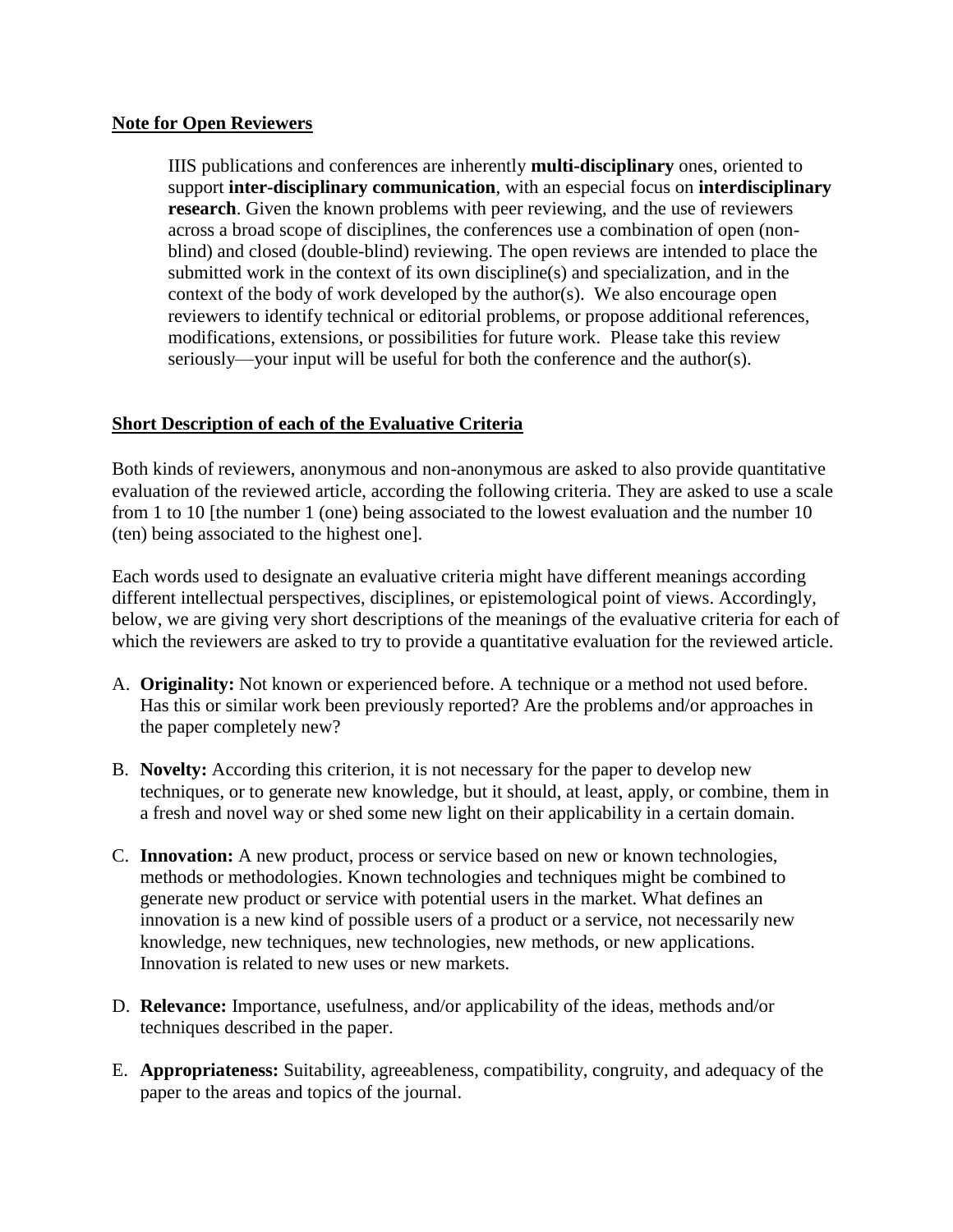**Note for Open Reviewers**

IIIS publications and conferences are inherently **multi-disciplinary** ones, oriented to support **inter-disciplinary communication**, with an especial focus on **interdisciplinary research**. Given the known problems with peer reviewing, and the use of reviewers across a broad scope of disciplines, the conferences use a combination of open (non-blind) and closed (double-blind) reviewing. The open reviews are intended to place the submitted work in the context of its own discipline(s) and specialization, and in the context of the body of work developed by the author(s). We also encourage open reviewers to identify technical or editorial problems, or propose additional references, modifications, extensions, or possibilities for future work. Please take this review seriously—your input will be useful for both the conference and the author(s).

**Short Description of each of the Evaluative Criteria**

Both kinds of reviewers, anonymous and non-anonymous are asked to also provide quantitative evaluation of the reviewed article, according the following criteria. They are asked to use a scale from 1 to 10 [the number 1 (one) being associated to the lowest evaluation and the number 10 (ten) being associated to the highest one].

Each words used to designate an evaluative criteria might have different meanings according different intellectual perspectives, disciplines, or epistemological point of views. Accordingly, below, we are giving very short descriptions of the meanings of the evaluative criteria for each of which the reviewers are asked to try to provide a quantitative evaluation for the reviewed article.

A. **Originality:** Not known or experienced before. A technique or a method not used before. Has this or similar work been previously reported? Are the problems and/or approaches in the paper completely new?

B. **Novelty:** According this criterion, it is not necessary for the paper to develop new techniques, or to generate new knowledge, but it should, at least, apply, or combine, them in a fresh and novel way or shed some new light on their applicability in a certain domain.

C. **Innovation:** A new product, process or service based on new or known technologies, methods or methodologies. Known technologies and techniques might be combined to generate new product or service with potential users in the market. What defines an innovation is a new kind of possible users of a product or a service, not necessarily new knowledge, new techniques, new technologies, new methods, or new applications. Innovation is related to new uses or new markets.

D. **Relevance:** Importance, usefulness, and/or applicability of the ideas, methods and/or techniques described in the paper.

E. **Appropriateness:** Suitability, agreeableness, compatibility, congruity, and adequacy of the paper to the areas and topics of the journal.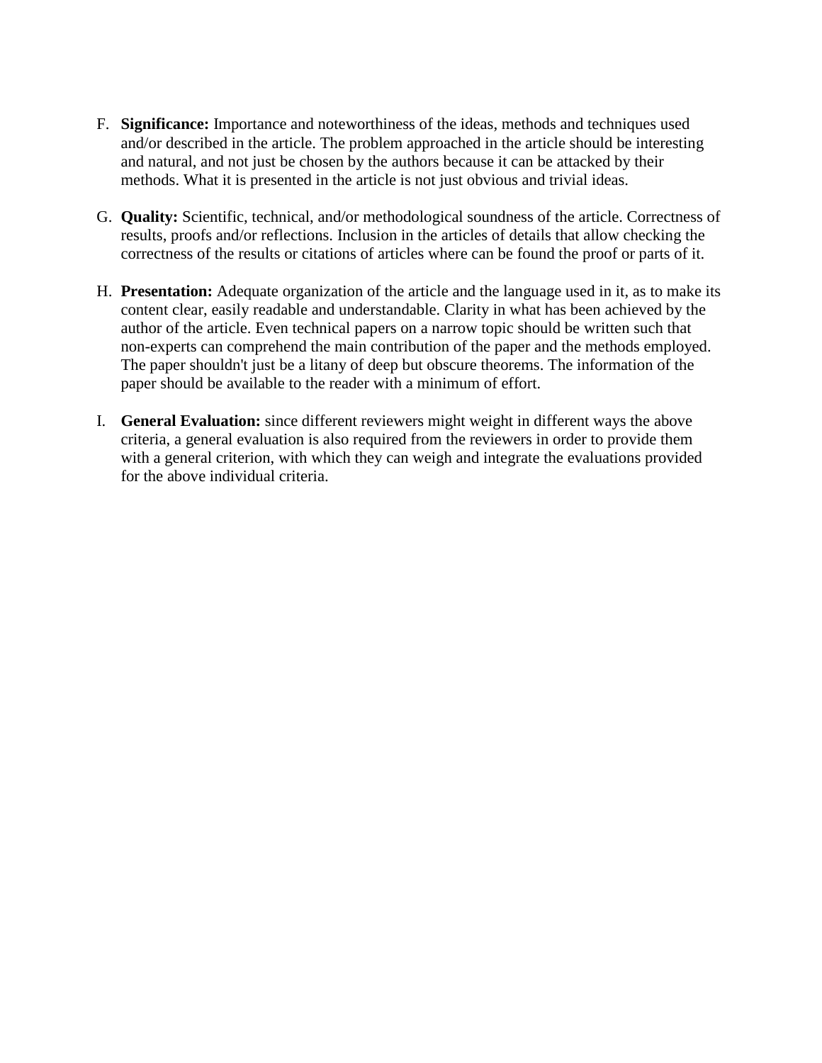F. **Significance:** Importance and noteworthiness of the ideas, methods and techniques used and/or described in the article. The problem approached in the article should be interesting and natural, and not just be chosen by the authors because it can be attacked by their methods. What it is presented in the article is not just obvious and trivial ideas.

G. **Quality:** Scientific, technical, and/or methodological soundness of the article. Correctness of results, proofs and/or reflections. Inclusion in the articles of details that allow checking the correctness of the results or citations of articles where can be found the proof or parts of it.

H. **Presentation:** Adequate organization of the article and the language used in it, as to make its content clear, easily readable and understandable. Clarity in what has been achieved by the author of the article. Even technical papers on a narrow topic should be written such that non-experts can comprehend the main contribution of the paper and the methods employed. The paper shouldn't just be a litany of deep but obscure theorems. The information of the paper should be available to the reader with a minimum of effort.

I. **General Evaluation:** since different reviewers might weight in different ways the above criteria, a general evaluation is also required from the reviewers in order to provide them with a general criterion, with which they can weigh and integrate the evaluations provided for the above individual criteria.